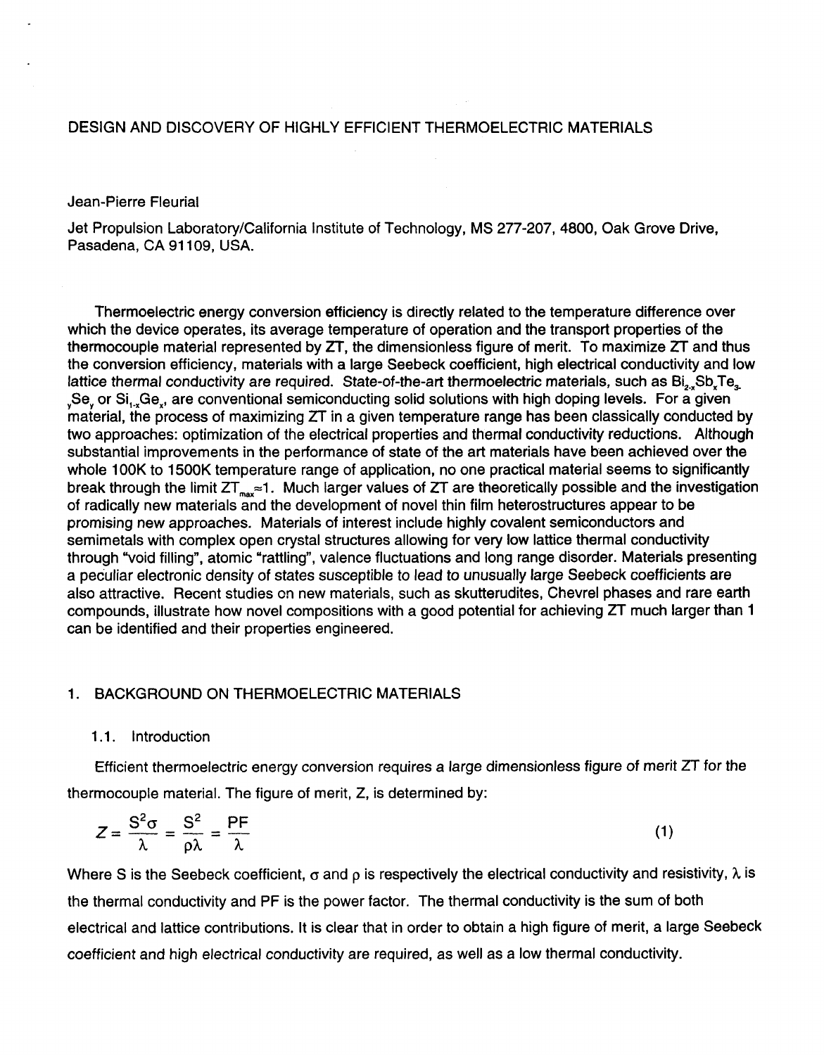# DESIGN AND DISCOVERY OF HIGHLY EFFICIENT THERMOELECTRIC MATERIALS

Jean-Pierre Fleurial

Jet Propulsion Laboratory/California Institute of Technology, MS 277-207, 4800, Oak Grove Drive, Pasadena, CA 91109, USA.

Thermoelectric energy conversion efficiency is directly related to the temperature difference over which the device operates, its average temperature of operation and the transport properties of the thermocouple material represented by ZT, the dimensionless figure of merit. To maximize ZT and thus the conversion efficiency, materials with a large Seebeck coefficient, high electrical conductivity and low lattice thermal conductivity are required. State-of-the-art thermoelectric materials, such as $Bi_{2-x}Sb_xTe_{3-y}Se_y$ or $Si_{1-x}Ge_x$, are conventional semiconducting solid solutions with high doping levels. For a given material, the process of maximizing ZT in a given temperature range has been classically conducted by two approaches: optimization of the electrical properties and thermal conductivity reductions. Although substantial improvements in the performance of state of the art materials have been achieved over the whole 100K to 1500K temperature range of application, no one practical material seems to significantly break through the limit $ZT_{max}\approx 1$. Much larger values of ZT are theoretically possible and the investigation of radically new materials and the development of novel thin film heterostructures appear to be promising new approaches. Materials of interest include highly covalent semiconductors and semimetals with complex open crystal structures allowing for very low lattice thermal conductivity through "void filling", atomic "rattling", valence fluctuations and long range disorder. Materials presenting a peculiar electronic density of states susceptible to lead to unusually large Seebeck coefficients are also attractive. Recent studies on new materials, such as skutterudites, Chevrel phases and rare earth compounds, illustrate how novel compositions with a good potential for achieving ZT much larger than 1 can be identified and their properties engineered.

## 1. BACKGROUND ON THERMOELECTRIC MATERIALS

### 1.1. Introduction

Efficient thermoelectric energy conversion requires a large dimensionless figure of merit ZT for the thermocouple material. The figure of merit, Z, is determined by:

$$Z = \frac{S^2\sigma}{\lambda} = \frac{S^2}{\rho\lambda} = \frac{PF}{\lambda} \tag{1}$$

Where S is the Seebeck coefficient, $\sigma$ and $\rho$ is respectively the electrical conductivity and resistivity, $\lambda$ is the thermal conductivity and PF is the power factor. The thermal conductivity is the sum of both electrical and lattice contributions. It is clear that in order to obtain a high figure of merit, a large Seebeck coefficient and high electrical conductivity are required, as well as a low thermal conductivity.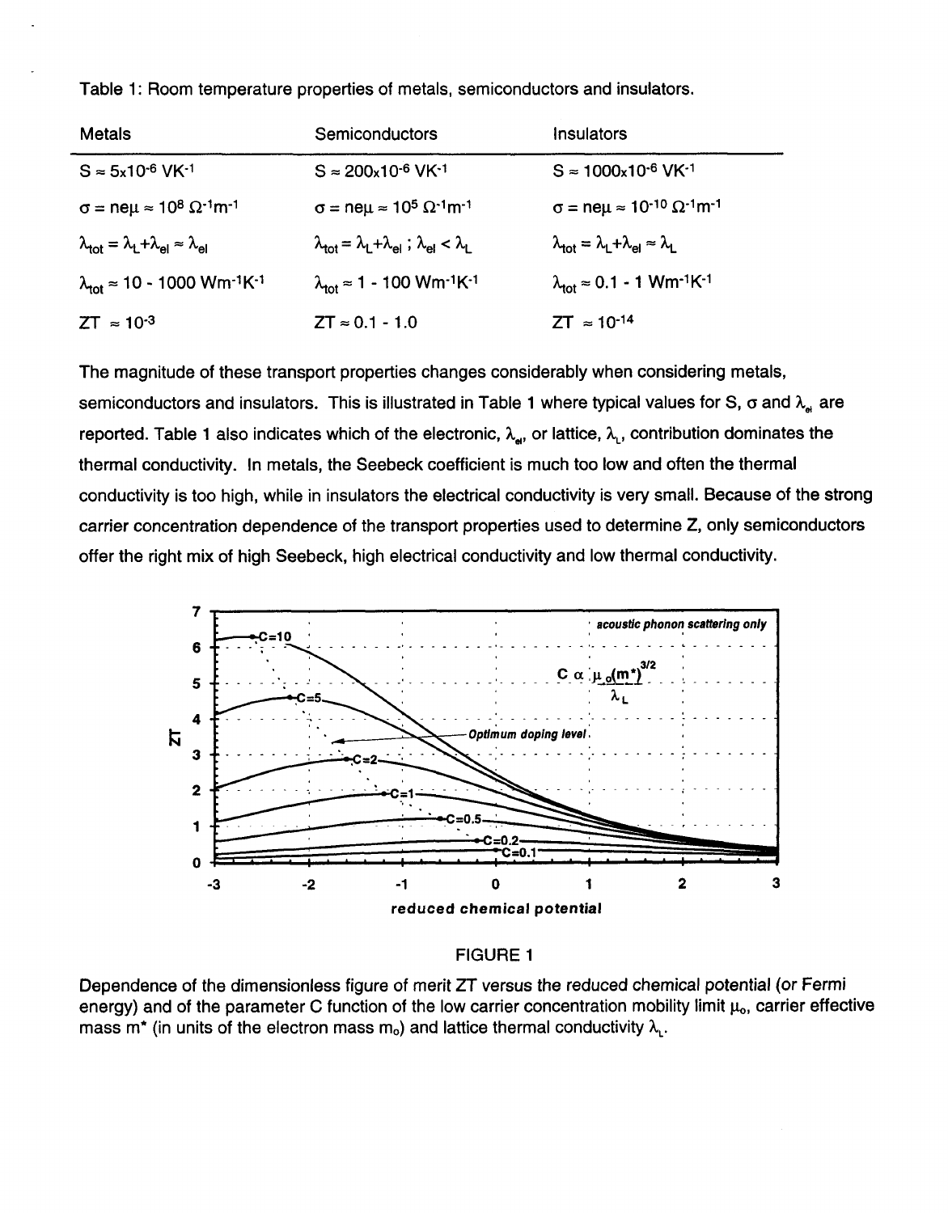Table 1: Room temperature properties of metals, semiconductors and insulators.

| Metals | Semiconductors | Insulators |
|---|---|---|
| $S \approx 5\text{x}10^{-6}\ \text{VK}^{-1}$ | $S \approx 200\text{x}10^{-6}\ \text{VK}^{-1}$ | $S \approx 1000\text{x}10^{-6}\ \text{VK}^{-1}$ |
| $\sigma = ne\mu \approx 10^{8}\ \Omega^{-1}\text{m}^{-1}$ | $\sigma = ne\mu \approx 10^{5}\ \Omega^{-1}\text{m}^{-1}$ | $\sigma = ne\mu \approx 10^{-10}\ \Omega^{-1}\text{m}^{-1}$ |
| $\lambda_{tot} = \lambda_L + \lambda_{el} \approx \lambda_{el}$ | $\lambda_{tot} = \lambda_L + \lambda_{el}$ ; $\lambda_{el} < \lambda_L$ | $\lambda_{tot} = \lambda_L + \lambda_{el} \approx \lambda_L$ |
| $\lambda_{tot} \approx 10 - 1000\ \text{Wm}^{-1}\text{K}^{-1}$ | $\lambda_{tot} \approx 1 - 100\ \text{Wm}^{-1}\text{K}^{-1}$ | $\lambda_{tot} \approx 0.1 - 1\ \text{Wm}^{-1}\text{K}^{-1}$ |
| $ZT \approx 10^{-3}$ | $ZT \approx 0.1 - 1.0$ | $ZT \approx 10^{-14}$ |

The magnitude of these transport properties changes considerably when considering metals, semiconductors and insulators. This is illustrated in Table 1 where typical values for S, $\sigma$ and $\lambda_{el}$ are reported. Table 1 also indicates which of the electronic, $\lambda_{el}$, or lattice, $\lambda_L$, contribution dominates the thermal conductivity. In metals, the Seebeck coefficient is much too low and often the thermal conductivity is too high, while in insulators the electrical conductivity is very small. Because of the strong carrier concentration dependence of the transport properties used to determine Z, only semiconductors offer the right mix of high Seebeck, high electrical conductivity and low thermal conductivity.

FIGURE 1

Dependence of the dimensionless figure of merit ZT versus the reduced chemical potential (or Fermi energy) and of the parameter C function of the low carrier concentration mobility limit $\mu_o$, carrier effective mass m* (in units of the electron mass $m_o$) and lattice thermal conductivity $\lambda_L$.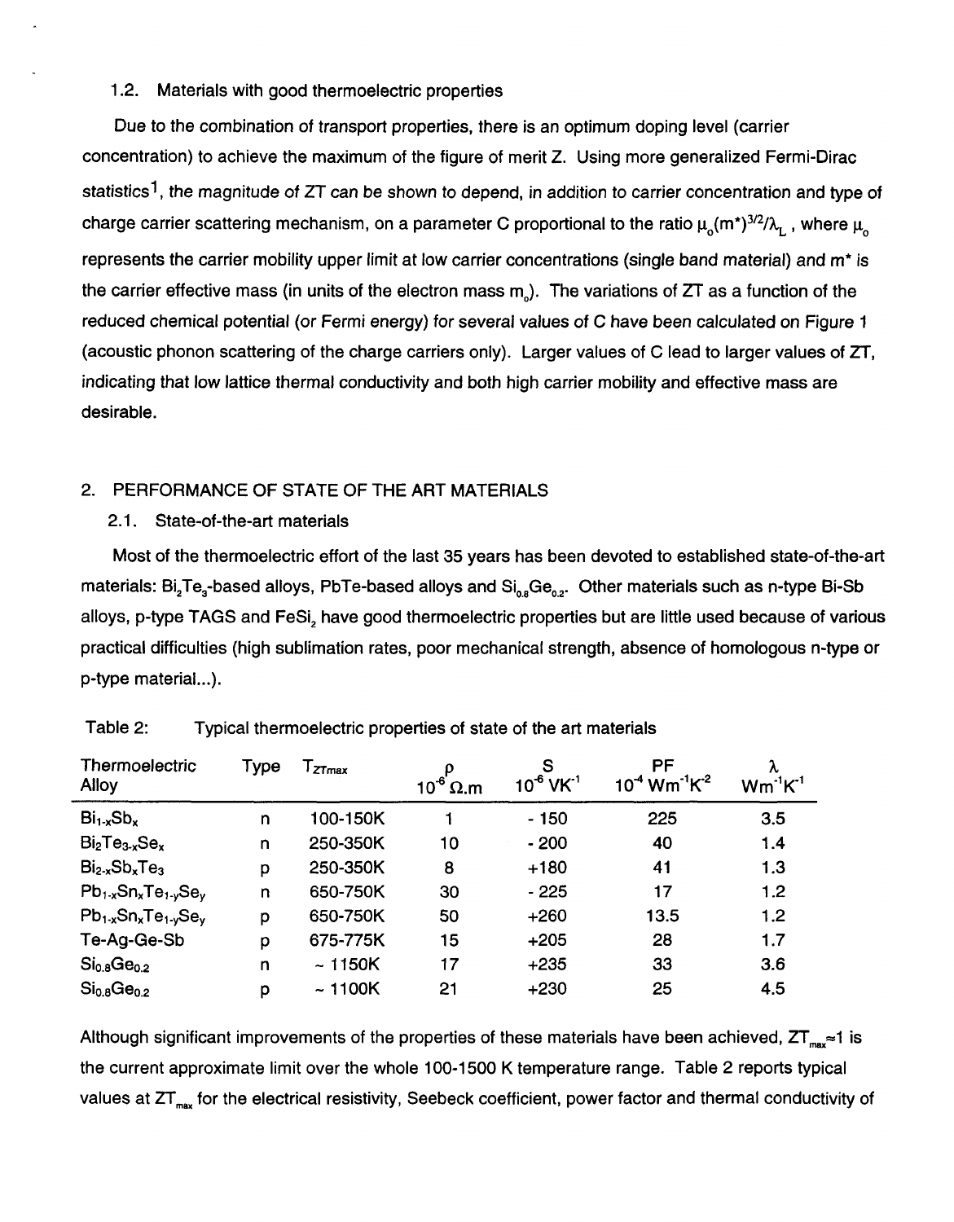### 1.2. Materials with good thermoelectric properties

Due to the combination of transport properties, there is an optimum doping level (carrier concentration) to achieve the maximum of the figure of merit Z. Using more generalized Fermi-Dirac statistics[1], the magnitude of ZT can be shown to depend, in addition to carrier concentration and type of charge carrier scattering mechanism, on a parameter C proportional to the ratio $\mu_o(m^*)^{3/2}/\lambda_L$, where $\mu_o$ represents the carrier mobility upper limit at low carrier concentrations (single band material) and $m^*$ is the carrier effective mass (in units of the electron mass $m_o$). The variations of ZT as a function of the reduced chemical potential (or Fermi energy) for several values of C have been calculated on Figure 1 (acoustic phonon scattering of the charge carriers only). Larger values of C lead to larger values of ZT, indicating that low lattice thermal conductivity and both high carrier mobility and effective mass are desirable.

## 2. PERFORMANCE OF STATE OF THE ART MATERIALS

### 2.1. State-of-the-art materials

Most of the thermoelectric effort of the last 35 years has been devoted to established state-of-the-art materials: $Bi_2Te_3$-based alloys, PbTe-based alloys and $Si_{0.8}Ge_{0.2}$. Other materials such as n-type Bi-Sb alloys, p-type TAGS and $FeSi_2$ have good thermoelectric properties but are little used because of various practical difficulties (high sublimation rates, poor mechanical strength, absence of homologous n-type or p-type material...).

Table 2: Typical thermoelectric properties of state of the art materials

| Thermoelectric Alloy | Type | $T_{ZTmax}$ | $\rho$ $10^{-6}\ \Omega.m$ | S $10^{-6}\ VK^{-1}$ | PF $10^{-4}\ Wm^{-1}K^{-2}$ | $\lambda$ $Wm^{-1}K^{-1}$ |
|---|---|---|---|---|---|---|
| $Bi_{1-x}Sb_x$ | n | 100-150K | 1 | - 150 | 225 | 3.5 |
| $Bi_2Te_{3-x}Se_x$ | n | 250-350K | 10 | - 200 | 40 | 1.4 |
| $Bi_{2-x}Sb_xTe_3$ | p | 250-350K | 8 | +180 | 41 | 1.3 |
| $Pb_{1-x}Sn_xTe_{1-y}Se_y$ | n | 650-750K | 30 | - 225 | 17 | 1.2 |
| $Pb_{1-x}Sn_xTe_{1-y}Se_y$ | p | 650-750K | 50 | +260 | 13.5 | 1.2 |
| Te-Ag-Ge-Sb | p | 675-775K | 15 | +205 | 28 | 1.7 |
| $Si_{0.8}Ge_{0.2}$ | n | ~ 1150K | 17 | +235 | 33 | 3.6 |
| $Si_{0.8}Ge_{0.2}$ | p | ~ 1100K | 21 | +230 | 25 | 4.5 |

Although significant improvements of the properties of these materials have been achieved, $ZT_{max} \approx 1$ is the current approximate limit over the whole 100-1500 K temperature range. Table 2 reports typical values at $ZT_{max}$ for the electrical resistivity, Seebeck coefficient, power factor and thermal conductivity of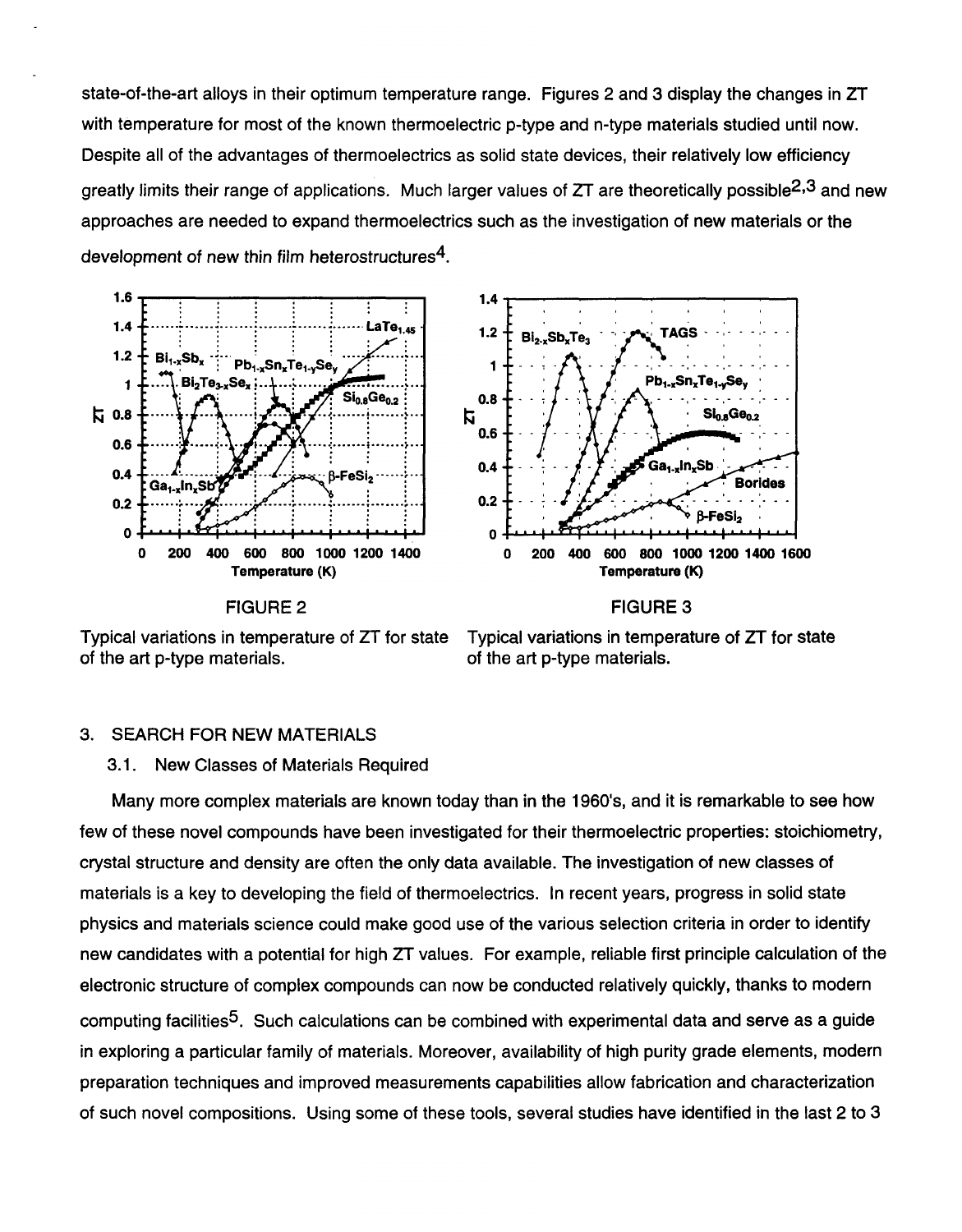state-of-the-art alloys in their optimum temperature range. Figures 2 and 3 display the changes in ZT with temperature for most of the known thermoelectric p-type and n-type materials studied until now. Despite all of the advantages of thermoelectrics as solid state devices, their relatively low efficiency greatly limits their range of applications. Much larger values of ZT are theoretically possible[2,3] and new approaches are needed to expand thermoelectrics such as the investigation of new materials or the development of new thin film heterostructures[4].

FIGURE 2

Typical variations in temperature of ZT for state of the art p-type materials.

FIGURE 3

Typical variations in temperature of ZT for state of the art p-type materials.

## 3. SEARCH FOR NEW MATERIALS

### 3.1. New Classes of Materials Required

Many more complex materials are known today than in the 1960's, and it is remarkable to see how few of these novel compounds have been investigated for their thermoelectric properties: stoichiometry, crystal structure and density are often the only data available. The investigation of new classes of materials is a key to developing the field of thermoelectrics. In recent years, progress in solid state physics and materials science could make good use of the various selection criteria in order to identify new candidates with a potential for high ZT values. For example, reliable first principle calculation of the electronic structure of complex compounds can now be conducted relatively quickly, thanks to modern computing facilities[5]. Such calculations can be combined with experimental data and serve as a guide in exploring a particular family of materials. Moreover, availability of high purity grade elements, modern preparation techniques and improved measurements capabilities allow fabrication and characterization of such novel compositions. Using some of these tools, several studies have identified in the last 2 to 3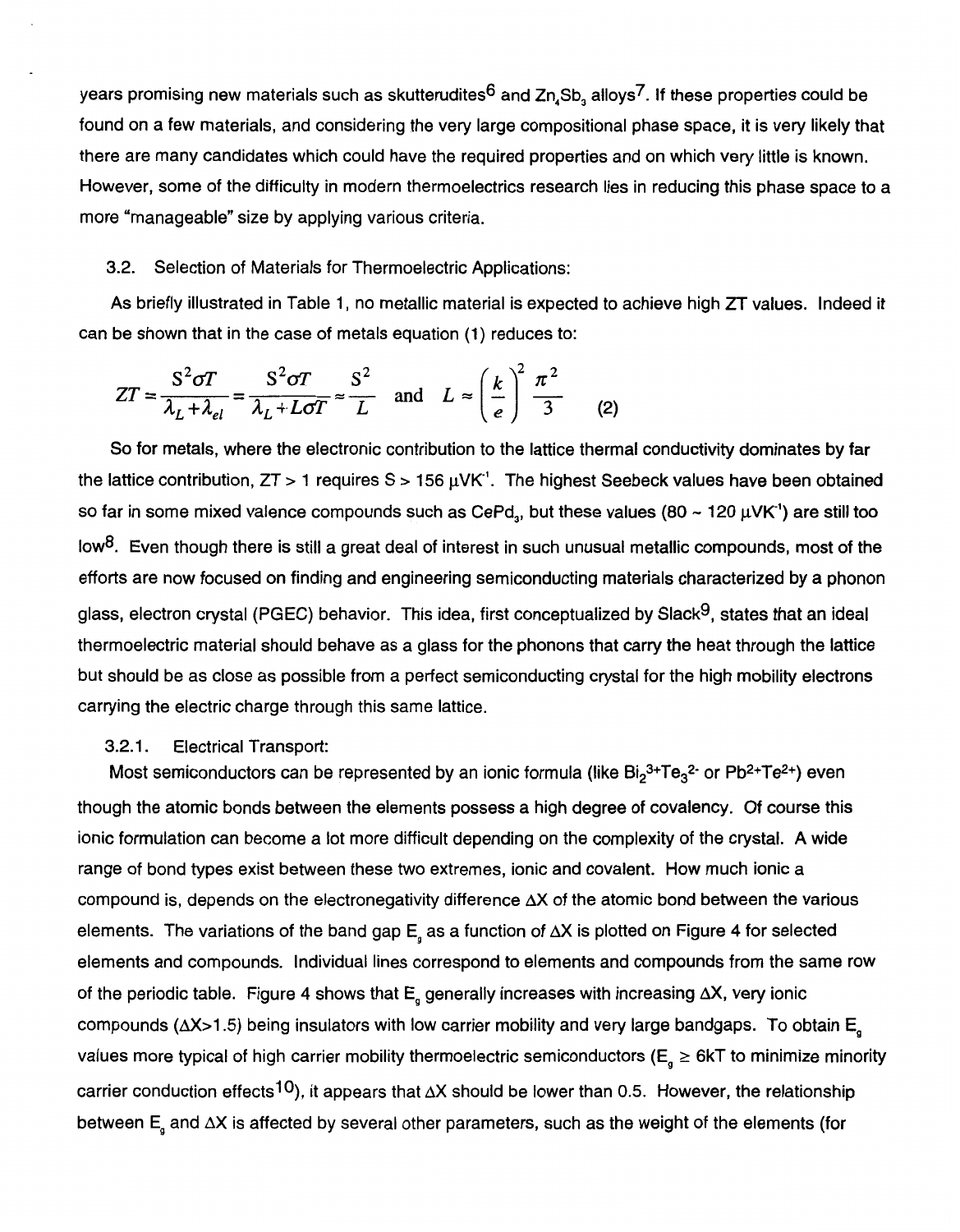years promising new materials such as skutterudites[6] and $Zn_4Sb_3$ alloys[7]. If these properties could be found on a few materials, and considering the very large compositional phase space, it is very likely that there are many candidates which could have the required properties and on which very little is known. However, some of the difficulty in modern thermoelectrics research lies in reducing this phase space to a more "manageable" size by applying various criteria.

### 3.2. Selection of Materials for Thermoelectric Applications:

As briefly illustrated in Table 1, no metallic material is expected to achieve high ZT values. Indeed it can be shown that in the case of metals equation (1) reduces to:

$$ZT = \frac{S^2 \sigma T}{\lambda_L + \lambda_{el}} = \frac{S^2 \sigma T}{\lambda_L + L\sigma T} \approx \frac{S^2}{L} \quad \text{and} \quad L \approx \left(\frac{k}{e}\right)^2 \frac{\pi^2}{3} \qquad (2)$$

So for metals, where the electronic contribution to the lattice thermal conductivity dominates by far the lattice contribution, $ZT > 1$ requires $S > 156\ \mu VK^{-1}$. The highest Seebeck values have been obtained so far in some mixed valence compounds such as $CePd_3$, but these values ($80 \sim 120\ \mu VK^{-1}$) are still too low[8]. Even though there is still a great deal of interest in such unusual metallic compounds, most of the efforts are now focused on finding and engineering semiconducting materials characterized by a phonon glass, electron crystal (PGEC) behavior. This idea, first conceptualized by Slack[9], states that an ideal thermoelectric material should behave as a glass for the phonons that carry the heat through the lattice but should be as close as possible from a perfect semiconducting crystal for the high mobility electrons carrying the electric charge through this same lattice.

#### 3.2.1. Electrical Transport:

Most semiconductors can be represented by an ionic formula (like $Bi_2^{3+}Te_3^{2-}$ or $Pb^{2+}Te^{2+}$) even though the atomic bonds between the elements possess a high degree of covalency. Of course this ionic formulation can become a lot more difficult depending on the complexity of the crystal. A wide range of bond types exist between these two extremes, ionic and covalent. How much ionic a compound is, depends on the electronegativity difference $\Delta X$ of the atomic bond between the various elements. The variations of the band gap $E_g$ as a function of $\Delta X$ is plotted on Figure 4 for selected elements and compounds. Individual lines correspond to elements and compounds from the same row of the periodic table. Figure 4 shows that $E_g$ generally increases with increasing $\Delta X$, very ionic compounds ($\Delta X > 1.5$) being insulators with low carrier mobility and very large bandgaps. To obtain $E_g$ values more typical of high carrier mobility thermoelectric semiconductors ($E_g \geq 6kT$ to minimize minority carrier conduction effects[10]), it appears that $\Delta X$ should be lower than 0.5. However, the relationship between $E_g$ and $\Delta X$ is affected by several other parameters, such as the weight of the elements (for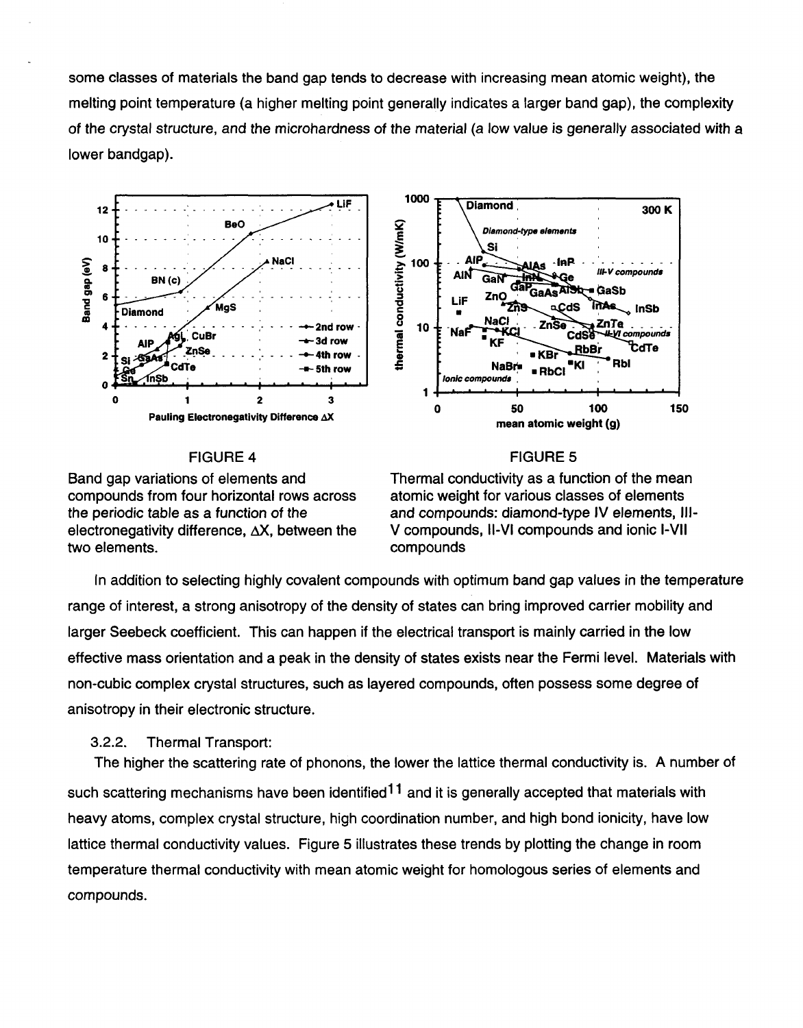some classes of materials the band gap tends to decrease with increasing mean atomic weight), the melting point temperature (a higher melting point generally indicates a larger band gap), the complexity of the crystal structure, and the microhardness of the material (a low value is generally associated with a lower bandgap).

FIGURE 4

Band gap variations of elements and compounds from four horizontal rows across the periodic table as a function of the electronegativity difference, $\Delta X$, between the two elements.

FIGURE 5

Thermal conductivity as a function of the mean atomic weight for various classes of elements and compounds: diamond-type IV elements, III-V compounds, II-VI compounds and ionic I-VII compounds

In addition to selecting highly covalent compounds with optimum band gap values in the temperature range of interest, a strong anisotropy of the density of states can bring improved carrier mobility and larger Seebeck coefficient. This can happen if the electrical transport is mainly carried in the low effective mass orientation and a peak in the density of states exists near the Fermi level. Materials with non-cubic complex crystal structures, such as layered compounds, often possess some degree of anisotropy in their electronic structure.

### 3.2.2. Thermal Transport:

The higher the scattering rate of phonons, the lower the lattice thermal conductivity is. A number of such scattering mechanisms have been identified[11] and it is generally accepted that materials with heavy atoms, complex crystal structure, high coordination number, and high bond ionicity, have low lattice thermal conductivity values. Figure 5 illustrates these trends by plotting the change in room temperature thermal conductivity with mean atomic weight for homologous series of elements and compounds.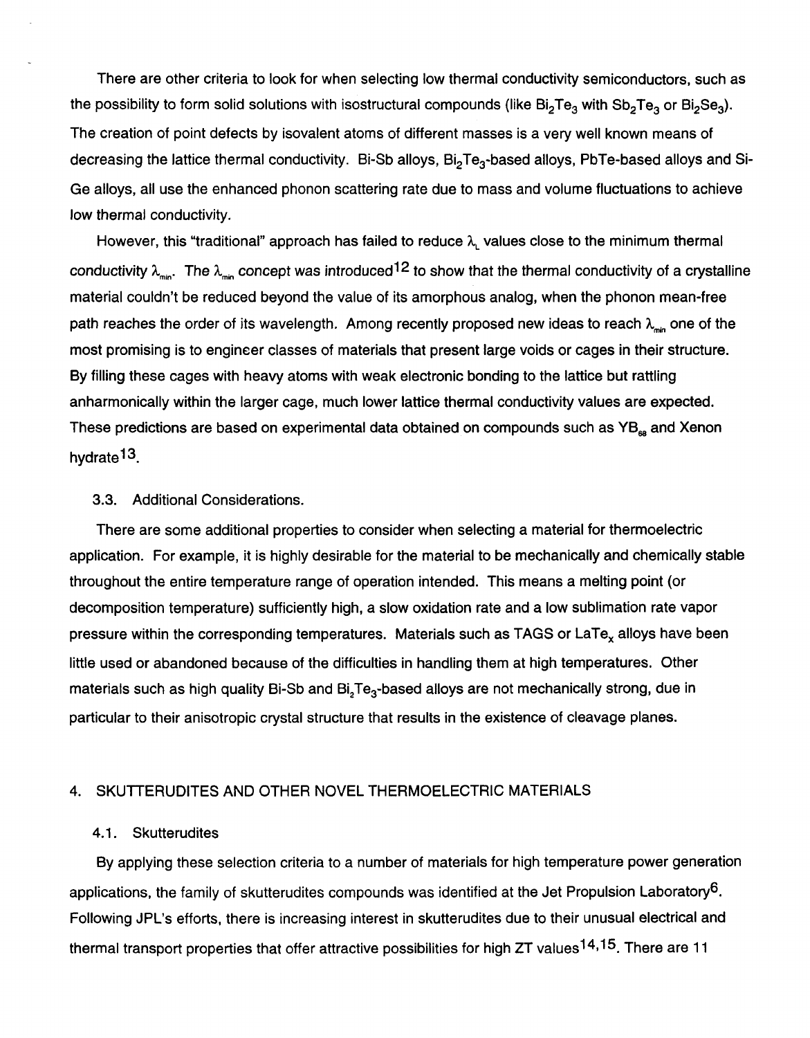There are other criteria to look for when selecting low thermal conductivity semiconductors, such as the possibility to form solid solutions with isostructural compounds (like $Bi_2Te_3$ with $Sb_2Te_3$ or $Bi_2Se_3$). The creation of point defects by isovalent atoms of different masses is a very well known means of decreasing the lattice thermal conductivity. Bi-Sb alloys, $Bi_2Te_3$-based alloys, PbTe-based alloys and Si-Ge alloys, all use the enhanced phonon scattering rate due to mass and volume fluctuations to achieve low thermal conductivity.

However, this "traditional" approach has failed to reduce $\lambda_L$ values close to the minimum thermal conductivity $\lambda_{min}$. The $\lambda_{min}$ concept was introduced[12] to show that the thermal conductivity of a crystalline material couldn't be reduced beyond the value of its amorphous analog, when the phonon mean-free path reaches the order of its wavelength. Among recently proposed new ideas to reach $\lambda_{min}$ one of the most promising is to engineer classes of materials that present large voids or cages in their structure. By filling these cages with heavy atoms with weak electronic bonding to the lattice but rattling anharmonically within the larger cage, much lower lattice thermal conductivity values are expected. These predictions are based on experimental data obtained on compounds such as $YB_{68}$ and Xenon hydrate[13].

### 3.3. Additional Considerations.

There are some additional properties to consider when selecting a material for thermoelectric application. For example, it is highly desirable for the material to be mechanically and chemically stable throughout the entire temperature range of operation intended. This means a melting point (or decomposition temperature) sufficiently high, a slow oxidation rate and a low sublimation rate vapor pressure within the corresponding temperatures. Materials such as TAGS or $LaTe_x$ alloys have been little used or abandoned because of the difficulties in handling them at high temperatures. Other materials such as high quality Bi-Sb and $Bi_2Te_3$-based alloys are not mechanically strong, due in particular to their anisotropic crystal structure that results in the existence of cleavage planes.

## 4. SKUTTERUDITES AND OTHER NOVEL THERMOELECTRIC MATERIALS

### 4.1. Skutterudites

By applying these selection criteria to a number of materials for high temperature power generation applications, the family of skutterudites compounds was identified at the Jet Propulsion Laboratory[6]. Following JPL's efforts, there is increasing interest in skutterudites due to their unusual electrical and thermal transport properties that offer attractive possibilities for high ZT values[14,15]. There are 11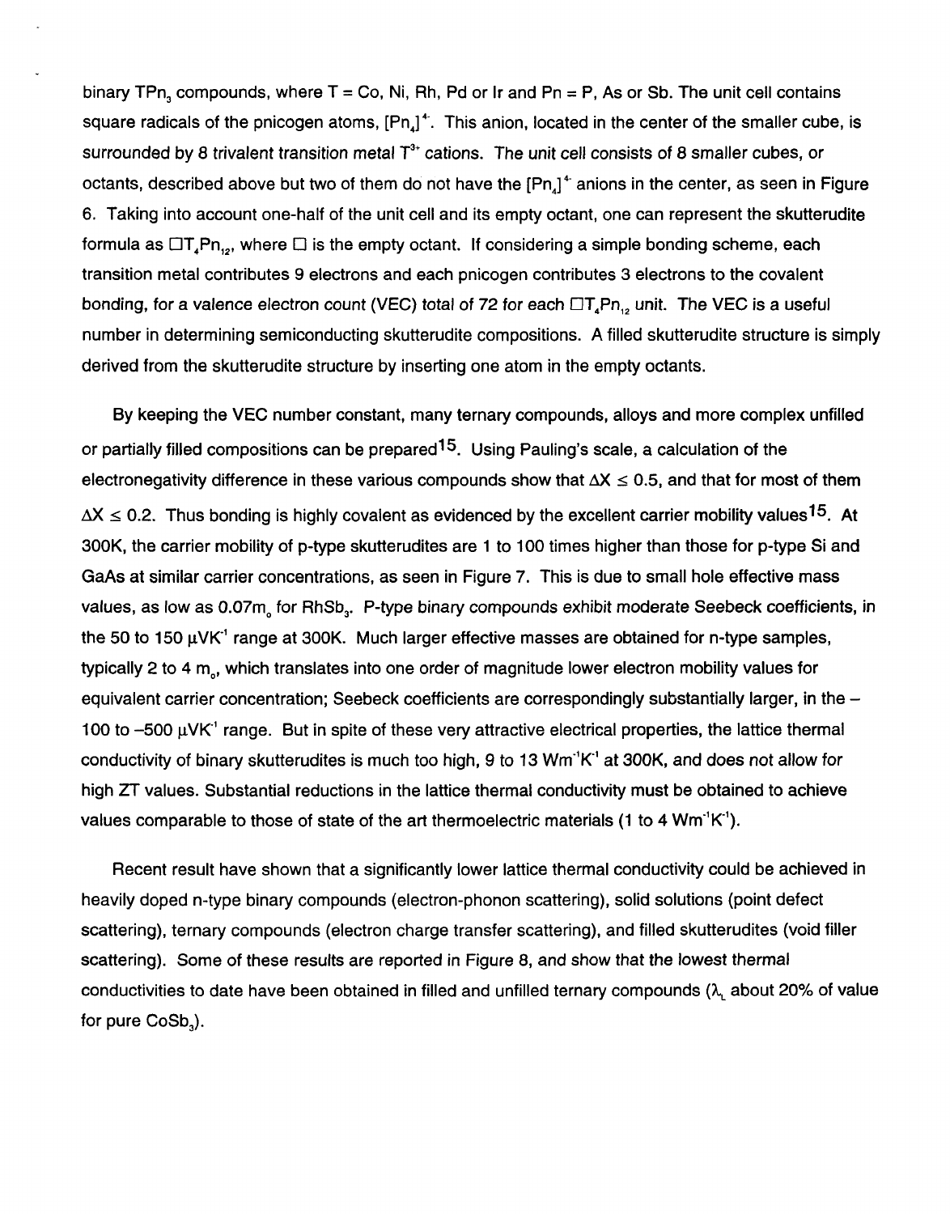binary $TPn_3$ compounds, where T = Co, Ni, Rh, Pd or Ir and Pn = P, As or Sb. The unit cell contains square radicals of the pnicogen atoms, $[Pn_4]^{4-}$. This anion, located in the center of the smaller cube, is surrounded by 8 trivalent transition metal $T^{3+}$ cations. The unit cell consists of 8 smaller cubes, or octants, described above but two of them do not have the $[Pn_4]^{4-}$ anions in the center, as seen in Figure 6. Taking into account one-half of the unit cell and its empty octant, one can represent the skutterudite formula as $\square T_4Pn_{12}$, where $\square$ is the empty octant. If considering a simple bonding scheme, each transition metal contributes 9 electrons and each pnicogen contributes 3 electrons to the covalent bonding, for a valence electron count (VEC) total of 72 for each $\square T_4Pn_{12}$ unit. The VEC is a useful number in determining semiconducting skutterudite compositions. A filled skutterudite structure is simply derived from the skutterudite structure by inserting one atom in the empty octants.

By keeping the VEC number constant, many ternary compounds, alloys and more complex unfilled or partially filled compositions can be prepared[15]. Using Pauling's scale, a calculation of the electronegativity difference in these various compounds show that $\Delta X \leq 0.5$, and that for most of them $\Delta X \leq 0.2$. Thus bonding is highly covalent as evidenced by the excellent carrier mobility values[15]. At 300K, the carrier mobility of p-type skutterudites are 1 to 100 times higher than those for p-type Si and GaAs at similar carrier concentrations, as seen in Figure 7. This is due to small hole effective mass values, as low as $0.07m_o$ for $RhSb_3$. P-type binary compounds exhibit moderate Seebeck coefficients, in the 50 to 150 $\mu VK^{-1}$ range at 300K. Much larger effective masses are obtained for n-type samples, typically 2 to 4 $m_o$, which translates into one order of magnitude lower electron mobility values for equivalent carrier concentration; Seebeck coefficients are correspondingly substantially larger, in the –100 to –500 $\mu VK^{-1}$ range. But in spite of these very attractive electrical properties, the lattice thermal conductivity of binary skutterudites is much too high, 9 to 13 $Wm^{-1}K^{-1}$ at 300K, and does not allow for high ZT values. Substantial reductions in the lattice thermal conductivity must be obtained to achieve values comparable to those of state of the art thermoelectric materials (1 to 4 $Wm^{-1}K^{-1}$).

Recent result have shown that a significantly lower lattice thermal conductivity could be achieved in heavily doped n-type binary compounds (electron-phonon scattering), solid solutions (point defect scattering), ternary compounds (electron charge transfer scattering), and filled skutterudites (void filler scattering). Some of these results are reported in Figure 8, and show that the lowest thermal conductivities to date have been obtained in filled and unfilled ternary compounds ($\lambda_L$ about 20% of value for pure $CoSb_3$).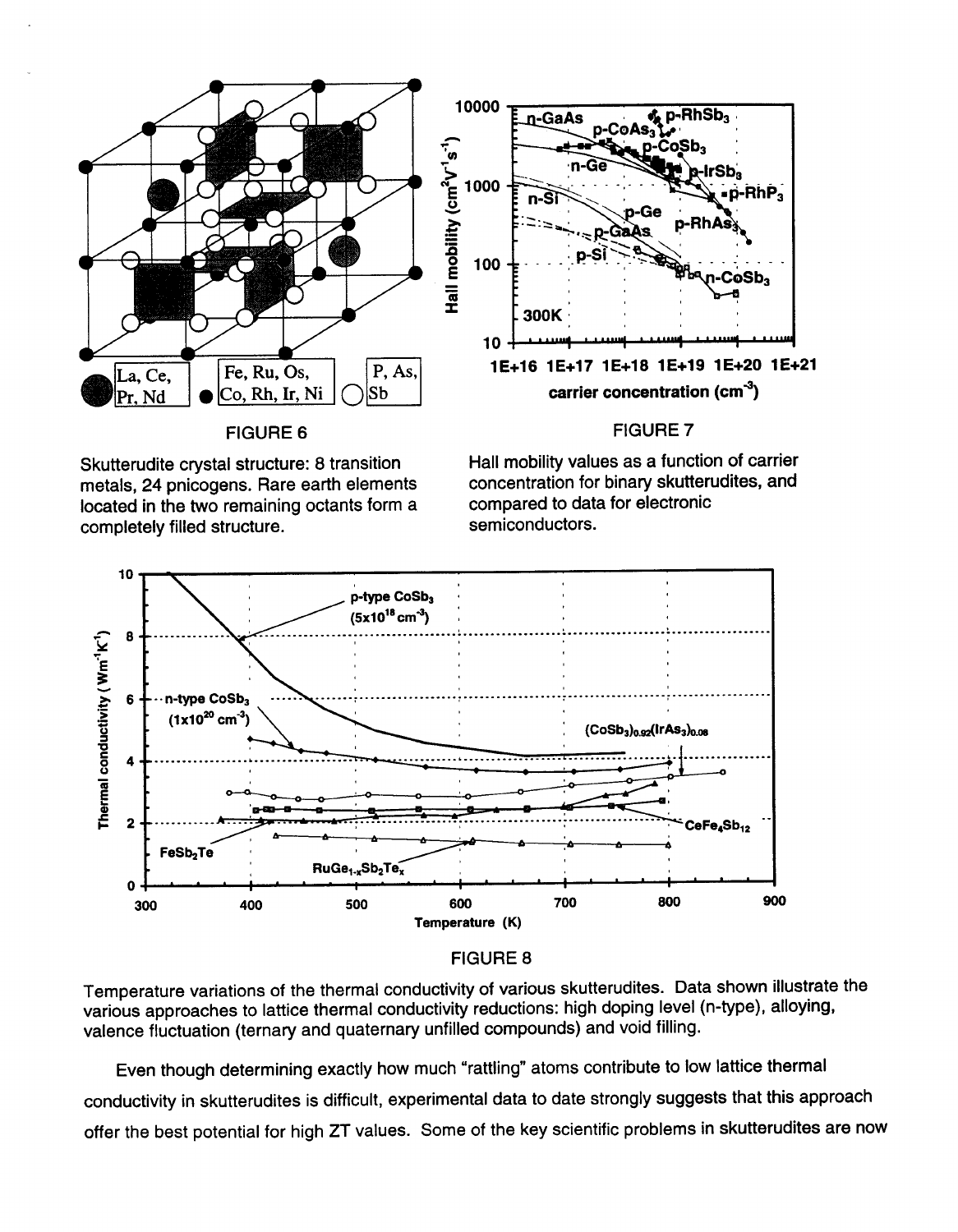FIGURE 6

Skutterudite crystal structure: 8 transition metals, 24 pnicogens. Rare earth elements located in the two remaining octants form a completely filled structure.

FIGURE 7

Hall mobility values as a function of carrier concentration for binary skutterudites, and compared to data for electronic semiconductors.

FIGURE 8

Temperature variations of the thermal conductivity of various skutterudites. Data shown illustrate the various approaches to lattice thermal conductivity reductions: high doping level (n-type), alloying, valence fluctuation (ternary and quaternary unfilled compounds) and void filling.

Even though determining exactly how much "rattling" atoms contribute to low lattice thermal conductivity in skutterudites is difficult, experimental data to date strongly suggests that this approach offer the best potential for high ZT values. Some of the key scientific problems in skutterudites are now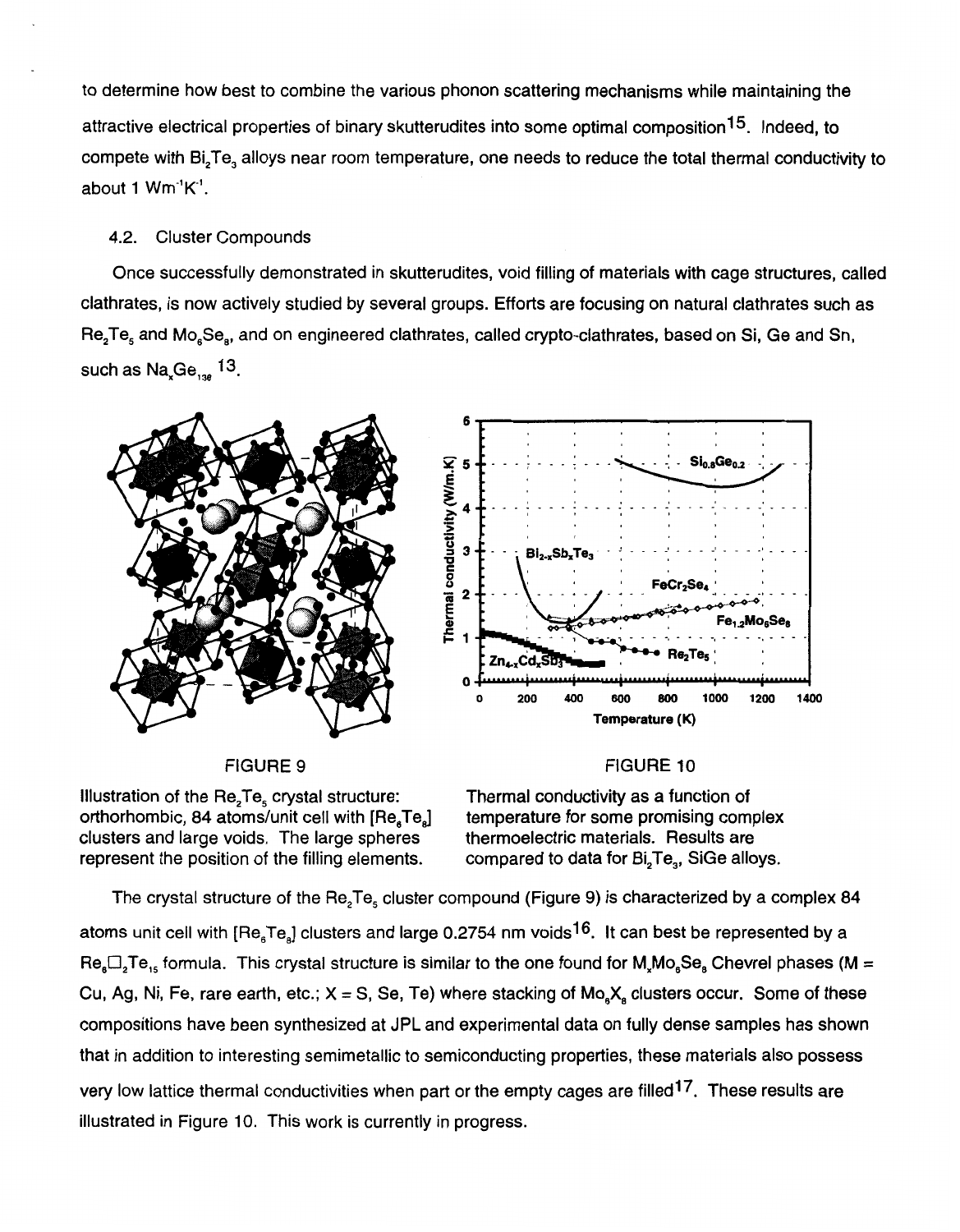to determine how best to combine the various phonon scattering mechanisms while maintaining the attractive electrical properties of binary skutterudites into some optimal composition[15]. Indeed, to compete with $Bi_2Te_3$ alloys near room temperature, one needs to reduce the total thermal conductivity to about 1 $Wm^{-1}K^{-1}$.

### 4.2. Cluster Compounds

Once successfully demonstrated in skutterudites, void filling of materials with cage structures, called clathrates, is now actively studied by several groups. Efforts are focusing on natural clathrates such as $Re_2Te_5$ and $Mo_6Se_8$, and on engineered clathrates, called crypto-clathrates, based on Si, Ge and Sn, such as $Na_xGe_{136}$ [13].

FIGURE 9

Illustration of the $Re_2Te_5$ crystal structure: orthorhombic, 84 atoms/unit cell with $[Re_6Te_8]$ clusters and large voids. The large spheres represent the position of the filling elements.

FIGURE 10

Thermal conductivity as a function of temperature for some promising complex thermoelectric materials. Results are compared to data for $Bi_2Te_3$, SiGe alloys.

The crystal structure of the $Re_2Te_5$ cluster compound (Figure 9) is characterized by a complex 84 atoms unit cell with $[Re_6Te_8]$ clusters and large 0.2754 nm voids[16]. It can best be represented by a $Re_6\square_2Te_{15}$ formula. This crystal structure is similar to the one found for $M_xMo_6Se_8$ Chevrel phases (M = Cu, Ag, Ni, Fe, rare earth, etc.; X = S, Se, Te) where stacking of $Mo_6X_8$ clusters occur. Some of these compositions have been synthesized at JPL and experimental data on fully dense samples has shown that in addition to interesting semimetallic to semiconducting properties, these materials also possess very low lattice thermal conductivities when part or the empty cages are filled[17]. These results are illustrated in Figure 10. This work is currently in progress.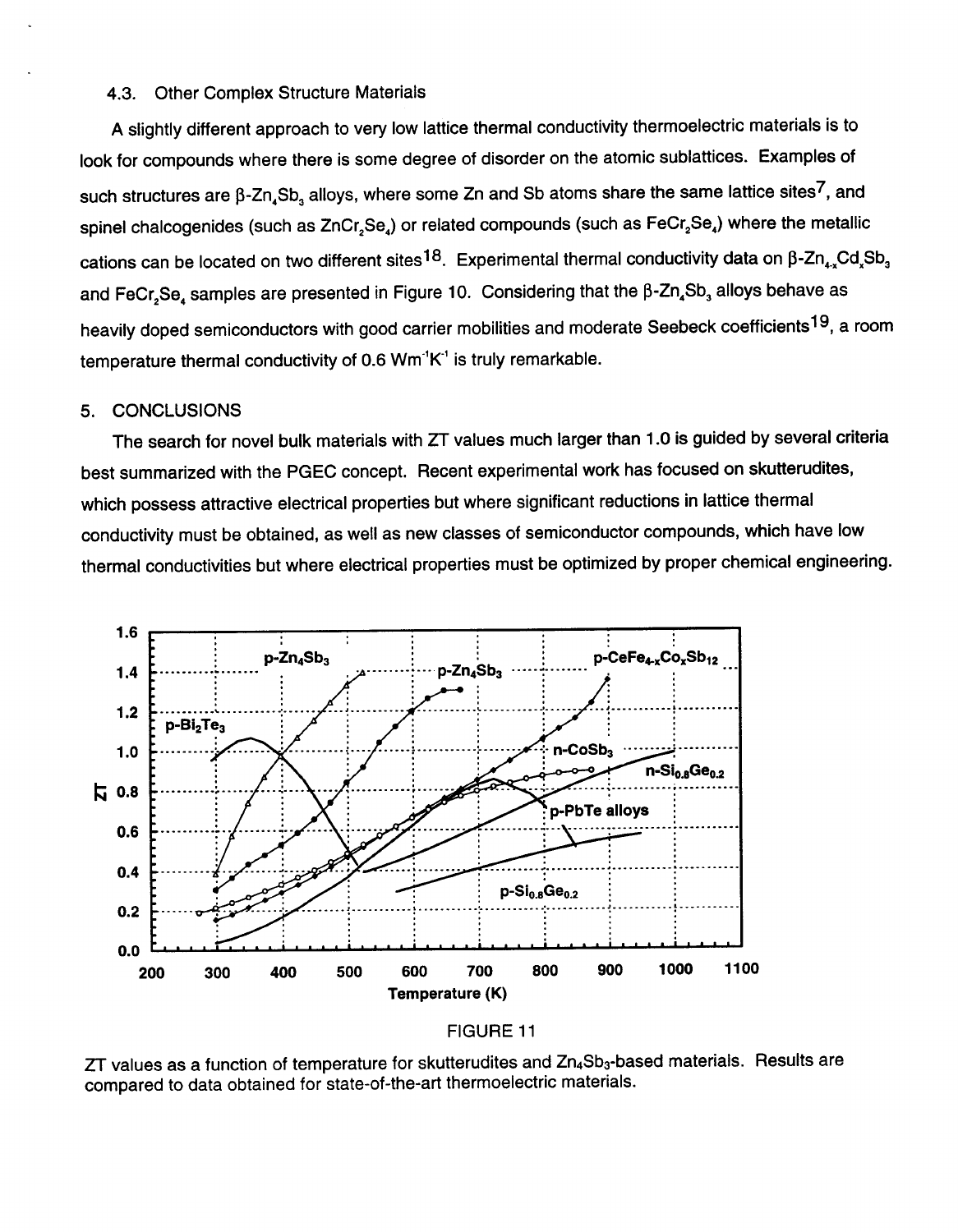### 4.3. Other Complex Structure Materials

A slightly different approach to very low lattice thermal conductivity thermoelectric materials is to look for compounds where there is some degree of disorder on the atomic sublattices. Examples of such structures are $\beta$-$Zn_4Sb_3$ alloys, where some Zn and Sb atoms share the same lattice sites[7], and spinel chalcogenides (such as $ZnCr_2Se_4$) or related compounds (such as $FeCr_2Se_4$) where the metallic cations can be located on two different sites[18]. Experimental thermal conductivity data on $\beta$-$Zn_{4-x}Cd_xSb_3$ and $FeCr_2Se_4$ samples are presented in Figure 10. Considering that the $\beta$-$Zn_4Sb_3$ alloys behave as heavily doped semiconductors with good carrier mobilities and moderate Seebeck coefficients[19], a room temperature thermal conductivity of 0.6 $Wm^{-1}K^{-1}$ is truly remarkable.

## 5. CONCLUSIONS

The search for novel bulk materials with ZT values much larger than 1.0 is guided by several criteria best summarized with the PGEC concept. Recent experimental work has focused on skutterudites, which possess attractive electrical properties but where significant reductions in lattice thermal conductivity must be obtained, as well as new classes of semiconductor compounds, which have low thermal conductivities but where electrical properties must be optimized by proper chemical engineering.

FIGURE 11

ZT values as a function of temperature for skutterudites and $Zn_4Sb_3$-based materials. Results are compared to data obtained for state-of-the-art thermoelectric materials.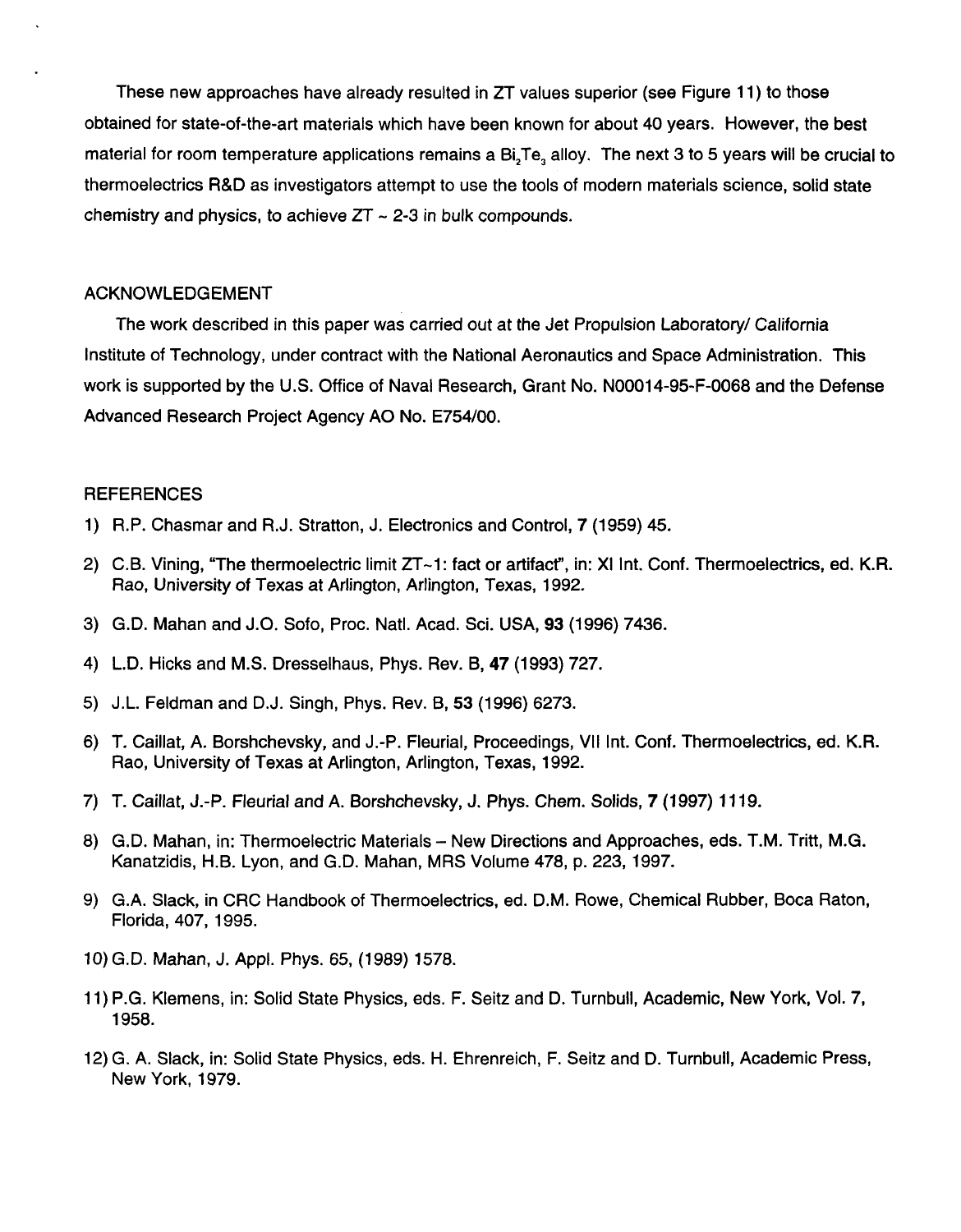These new approaches have already resulted in ZT values superior (see Figure 11) to those obtained for state-of-the-art materials which have been known for about 40 years. However, the best material for room temperature applications remains a $Bi_2Te_3$ alloy. The next 3 to 5 years will be crucial to thermoelectrics R&D as investigators attempt to use the tools of modern materials science, solid state chemistry and physics, to achieve $ZT \sim 2\text{-}3$ in bulk compounds.

## ACKNOWLEDGEMENT

The work described in this paper was carried out at the Jet Propulsion Laboratory/ California Institute of Technology, under contract with the National Aeronautics and Space Administration. This work is supported by the U.S. Office of Naval Research, Grant No. N00014-95-F-0068 and the Defense Advanced Research Project Agency AO No. E754/00.

## REFERENCES

1) R.P. Chasmar and R.J. Stratton, J. Electronics and Control, **7** (1959) 45.
2) C.B. Vining, "The thermoelectric limit ZT~1: fact or artifact", in: XI Int. Conf. Thermoelectrics, ed. K.R. Rao, University of Texas at Arlington, Arlington, Texas, 1992.
3) G.D. Mahan and J.O. Sofo, Proc. Natl. Acad. Sci. USA, **93** (1996) 7436.
4) L.D. Hicks and M.S. Dresselhaus, Phys. Rev. B, **47** (1993) 727.
5) J.L. Feldman and D.J. Singh, Phys. Rev. B, **53** (1996) 6273.
6) T. Caillat, A. Borshchevsky, and J.-P. Fleurial, Proceedings, VII Int. Conf. Thermoelectrics, ed. K.R. Rao, University of Texas at Arlington, Arlington, Texas, 1992.
7) T. Caillat, J.-P. Fleurial and A. Borshchevsky, J. Phys. Chem. Solids, **7** (1997) 1119.
8) G.D. Mahan, in: Thermoelectric Materials – New Directions and Approaches, eds. T.M. Tritt, M.G. Kanatzidis, H.B. Lyon, and G.D. Mahan, MRS Volume 478, p. 223, 1997.
9) G.A. Slack, in CRC Handbook of Thermoelectrics, ed. D.M. Rowe, Chemical Rubber, Boca Raton, Florida, 407, 1995.
10) G.D. Mahan, J. Appl. Phys. 65, (1989) 1578.
11) P.G. Klemens, in: Solid State Physics, eds. F. Seitz and D. Turnbull, Academic, New York, Vol. 7, 1958.
12) G. A. Slack, in: Solid State Physics, eds. H. Ehrenreich, F. Seitz and D. Turnbull, Academic Press, New York, 1979.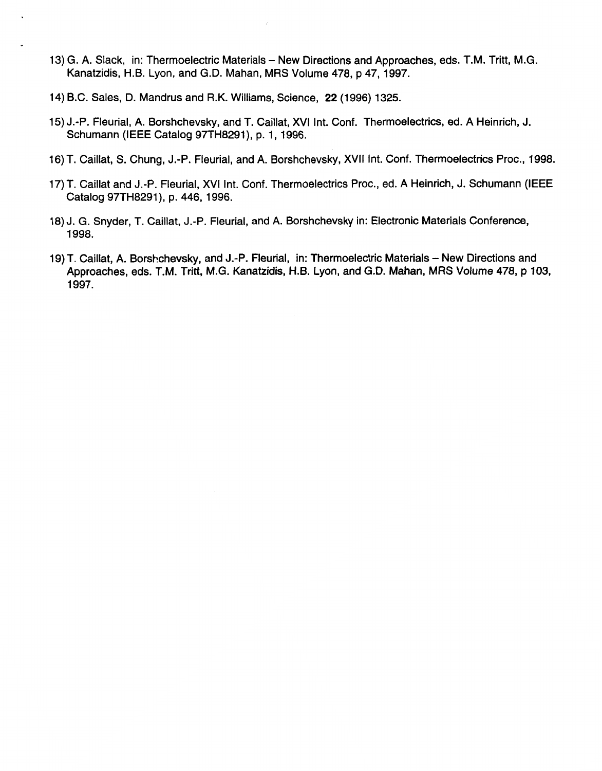13) G. A. Slack, in: Thermoelectric Materials – New Directions and Approaches, eds. T.M. Tritt, M.G. Kanatzidis, H.B. Lyon, and G.D. Mahan, MRS Volume 478, p 47, 1997.

14) B.C. Sales, D. Mandrus and R.K. Williams, Science, **22** (1996) 1325.

15) J.-P. Fleurial, A. Borshchevsky, and T. Caillat, XVI Int. Conf. Thermoelectrics, ed. A Heinrich, J. Schumann (IEEE Catalog 97TH8291), p. 1, 1996.

16) T. Caillat, S. Chung, J.-P. Fleurial, and A. Borshchevsky, XVII Int. Conf. Thermoelectrics Proc., 1998.

17) T. Caillat and J.-P. Fleurial, XVI Int. Conf. Thermoelectrics Proc., ed. A Heinrich, J. Schumann (IEEE Catalog 97TH8291), p. 446, 1996.

18) J. G. Snyder, T. Caillat, J.-P. Fleurial, and A. Borshchevsky in: Electronic Materials Conference, 1998.

19) T. Caillat, A. Borshchevsky, and J.-P. Fleurial, in: Thermoelectric Materials – New Directions and Approaches, eds. T.M. Tritt, M.G. Kanatzidis, H.B. Lyon, and G.D. Mahan, MRS Volume 478, p 103, 1997.